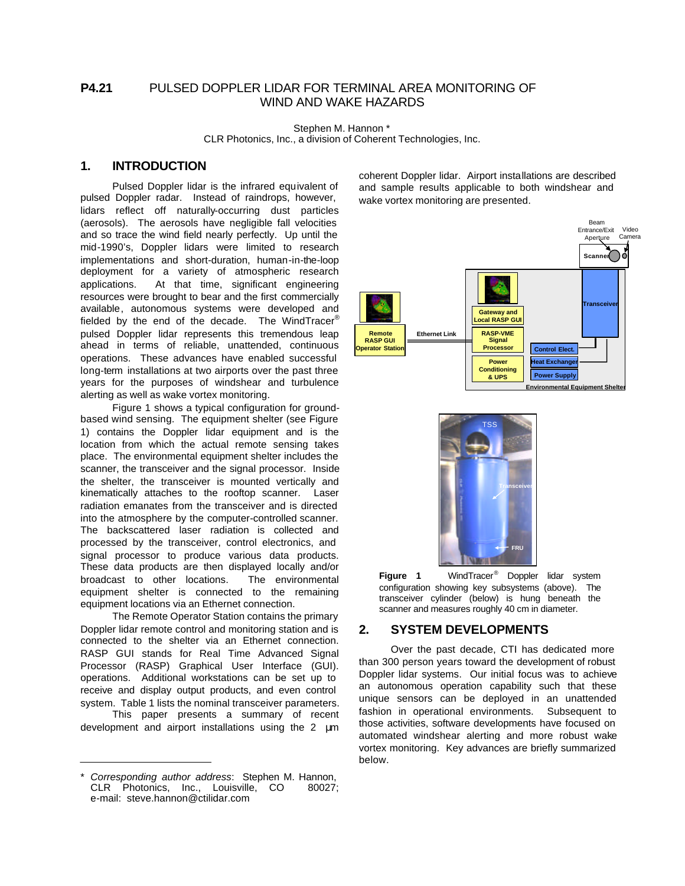**P4.21** PULSED DOPPLER LIDAR FOR TERMINAL AREA MONITORING OF WIND AND WAKE HAZARDS

Stephen M. Hannon *
CLR Photonics, Inc., a division of Coherent Technologies, Inc.

## 1. INTRODUCTION

Pulsed Doppler lidar is the infrared equivalent of pulsed Doppler radar. Instead of raindrops, however, lidars reflect off naturally-occurring dust particles (aerosols). The aerosols have negligible fall velocities and so trace the wind field nearly perfectly. Up until the mid-1990's, Doppler lidars were limited to research implementations and short-duration, human-in-the-loop deployment for a variety of atmospheric research applications. At that time, significant engineering resources were brought to bear and the first commercially available, autonomous systems were developed and fielded by the end of the decade. The WindTracer® pulsed Doppler lidar represents this tremendous leap ahead in terms of reliable, unattended, continuous operations. These advances have enabled successful long-term installations at two airports over the past three years for the purposes of windshear and turbulence alerting as well as wake vortex monitoring.

Figure 1 shows a typical configuration for ground-based wind sensing. The equipment shelter (see Figure 1) contains the Doppler lidar equipment and is the location from which the actual remote sensing takes place. The environmental equipment shelter includes the scanner, the transceiver and the signal processor. Inside the shelter, the transceiver is mounted vertically and kinematically attaches to the rooftop scanner. Laser radiation emanates from the transceiver and is directed into the atmosphere by the computer-controlled scanner. The backscattered laser radiation is collected and processed by the transceiver, control electronics, and signal processor to produce various data products. These data products are then displayed locally and/or broadcast to other locations. The environmental equipment shelter is connected to the remaining equipment locations via an Ethernet connection.

The Remote Operator Station contains the primary Doppler lidar remote control and monitoring station and is connected to the shelter via an Ethernet connection. RASP GUI stands for Real Time Advanced Signal Processor (RASP) Graphical User Interface (GUI). operations. Additional workstations can be set up to receive and display output products, and even control system. Table 1 lists the nominal transceiver parameters.

This paper presents a summary of recent development and airport installations using the 2 µm coherent Doppler lidar. Airport installations are described and sample results applicable to both windshear and wake vortex monitoring are presented.

**Figure 1** WindTracer® Doppler lidar system configuration showing key subsystems (above). The transceiver cylinder (below) is hung beneath the scanner and measures roughly 40 cm in diameter.

## 2. SYSTEM DEVELOPMENTS

Over the past decade, CTI has dedicated more than 300 person years toward the development of robust Doppler lidar systems. Our initial focus was to achieve an autonomous operation capability such that these unique sensors can be deployed in an unattended fashion in operational environments. Subsequent to those activities, software developments have focused on automated windshear alerting and more robust wake vortex monitoring. Key advances are briefly summarized below.

---

\* *Corresponding author address*: Stephen M. Hannon, CLR Photonics, Inc., Louisville, CO 80027; e-mail: steve.hannon@ctilidar.com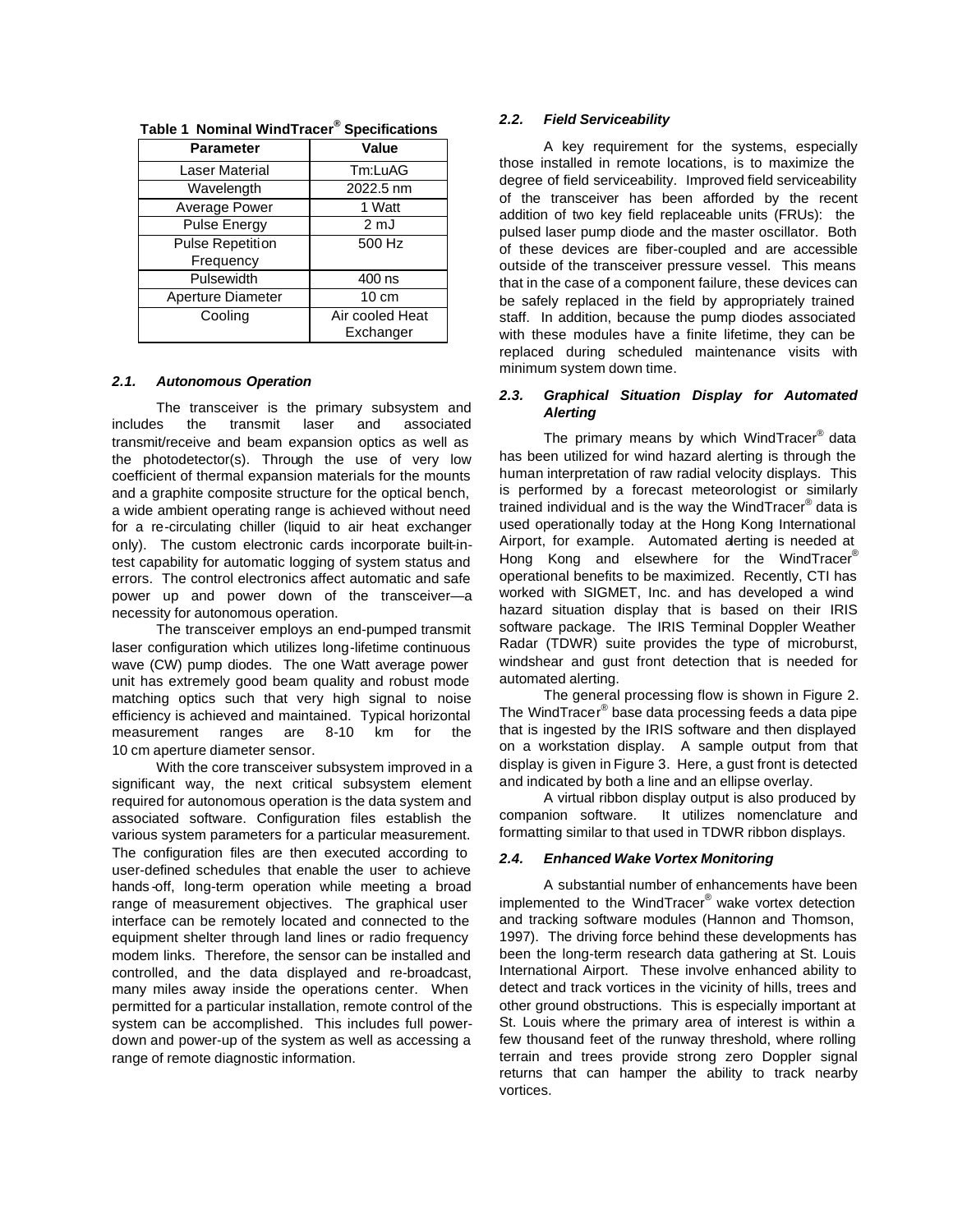**Table 1 Nominal WindTracer® Specifications**

| Parameter | Value |
|---|---|
| Laser Material | Tm:LuAG |
| Wavelength | 2022.5 nm |
| Average Power | 1 Watt |
| Pulse Energy | 2 mJ |
| Pulse Repetition Frequency | 500 Hz |
| Pulsewidth | 400 ns |
| Aperture Diameter | 10 cm |
| Cooling | Air cooled Heat Exchanger |

### *2.1. Autonomous Operation*

The transceiver is the primary subsystem and includes the transmit laser and associated transmit/receive and beam expansion optics as well as the photodetector(s). Through the use of very low coefficient of thermal expansion materials for the mounts and a graphite composite structure for the optical bench, a wide ambient operating range is achieved without need for a re-circulating chiller (liquid to air heat exchanger only). The custom electronic cards incorporate built-in-test capability for automatic logging of system status and errors. The control electronics affect automatic and safe power up and power down of the transceiver—a necessity for autonomous operation.

The transceiver employs an end-pumped transmit laser configuration which utilizes long-lifetime continuous wave (CW) pump diodes. The one Watt average power unit has extremely good beam quality and robust mode matching optics such that very high signal to noise efficiency is achieved and maintained. Typical horizontal measurement ranges are 8-10 km for the 10 cm aperture diameter sensor.

With the core transceiver subsystem improved in a significant way, the next critical subsystem element required for autonomous operation is the data system and associated software. Configuration files establish the various system parameters for a particular measurement. The configuration files are then executed according to user-defined schedules that enable the user to achieve hands-off, long-term operation while meeting a broad range of measurement objectives. The graphical user interface can be remotely located and connected to the equipment shelter through land lines or radio frequency modem links. Therefore, the sensor can be installed and controlled, and the data displayed and re-broadcast, many miles away inside the operations center. When permitted for a particular installation, remote control of the system can be accomplished. This includes full power-down and power-up of the system as well as accessing a range of remote diagnostic information.

### *2.2. Field Serviceability*

A key requirement for the systems, especially those installed in remote locations, is to maximize the degree of field serviceability. Improved field serviceability of the transceiver has been afforded by the recent addition of two key field replaceable units (FRUs): the pulsed laser pump diode and the master oscillator. Both of these devices are fiber-coupled and are accessible outside of the transceiver pressure vessel. This means that in the case of a component failure, these devices can be safely replaced in the field by appropriately trained staff. In addition, because the pump diodes associated with these modules have a finite lifetime, they can be replaced during scheduled maintenance visits with minimum system down time.

### *2.3. Graphical Situation Display for Automated Alerting*

The primary means by which WindTracer® data has been utilized for wind hazard alerting is through the human interpretation of raw radial velocity displays. This is performed by a forecast meteorologist or similarly trained individual and is the way the WindTracer® data is used operationally today at the Hong Kong International Airport, for example. Automated alerting is needed at Hong Kong and elsewhere for the WindTracer® operational benefits to be maximized. Recently, CTI has worked with SIGMET, Inc. and has developed a wind hazard situation display that is based on their IRIS software package. The IRIS Terminal Doppler Weather Radar (TDWR) suite provides the type of microburst, windshear and gust front detection that is needed for automated alerting.

The general processing flow is shown in Figure 2. The WindTracer® base data processing feeds a data pipe that is ingested by the IRIS software and then displayed on a workstation display. A sample output from that display is given in Figure 3. Here, a gust front is detected and indicated by both a line and an ellipse overlay.

A virtual ribbon display output is also produced by companion software. It utilizes nomenclature and formatting similar to that used in TDWR ribbon displays.

### *2.4. Enhanced Wake Vortex Monitoring*

A substantial number of enhancements have been implemented to the WindTracer® wake vortex detection and tracking software modules (Hannon and Thomson, 1997). The driving force behind these developments has been the long-term research data gathering at St. Louis International Airport. These involve enhanced ability to detect and track vortices in the vicinity of hills, trees and other ground obstructions. This is especially important at St. Louis where the primary area of interest is within a few thousand feet of the runway threshold, where rolling terrain and trees provide strong zero Doppler signal returns that can hamper the ability to track nearby vortices.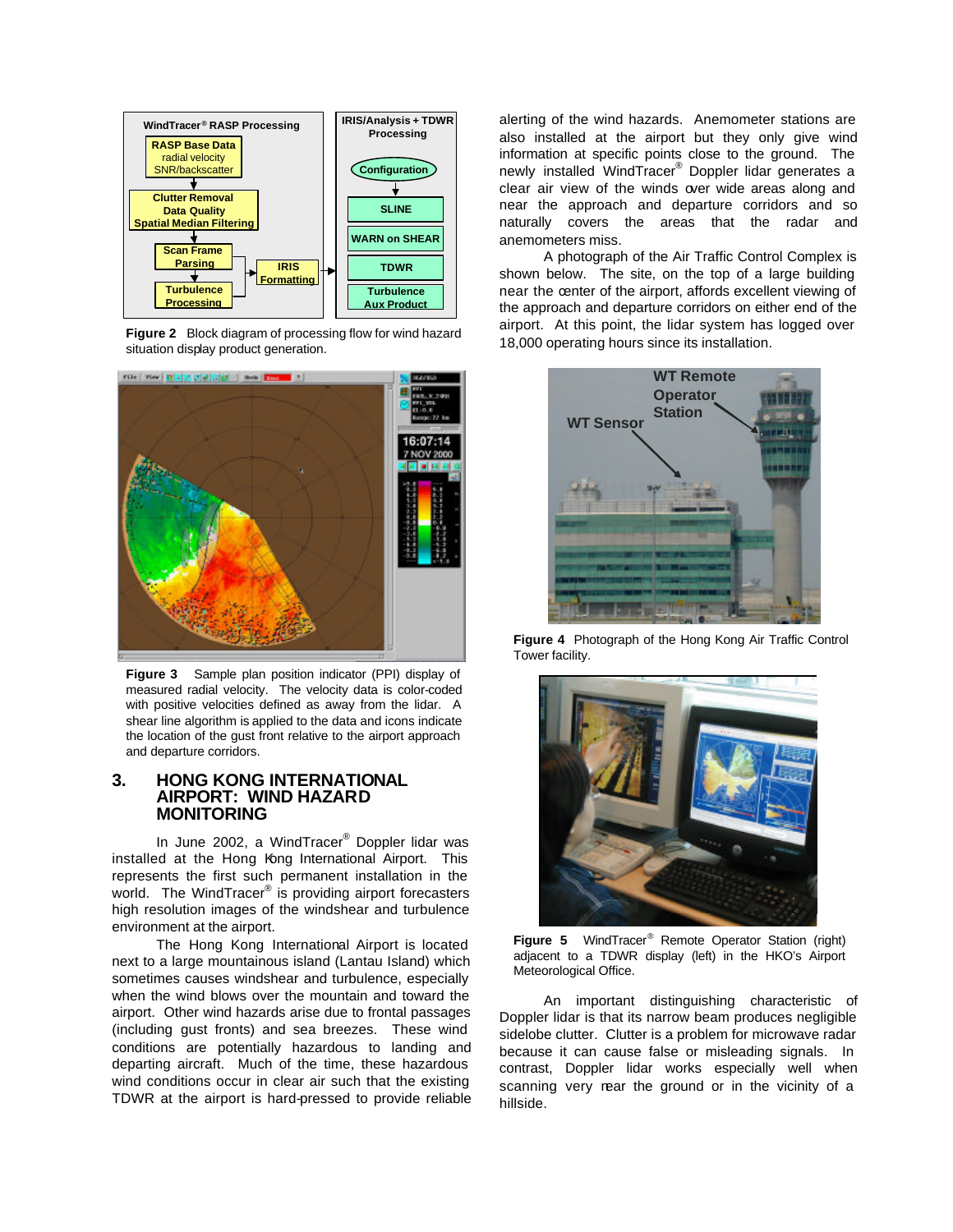**Figure 2** Block diagram of processing flow for wind hazard situation display product generation.

**Figure 3** Sample plan position indicator (PPI) display of measured radial velocity. The velocity data is color-coded with positive velocities defined as away from the lidar. A shear line algorithm is applied to the data and icons indicate the location of the gust front relative to the airport approach and departure corridors.

## 3. HONG KONG INTERNATIONAL AIRPORT: WIND HAZARD MONITORING

In June 2002, a WindTracer® Doppler lidar was installed at the Hong Kong International Airport. This represents the first such permanent installation in the world. The WindTracer® is providing airport forecasters high resolution images of the windshear and turbulence environment at the airport.

The Hong Kong International Airport is located next to a large mountainous island (Lantau Island) which sometimes causes windshear and turbulence, especially when the wind blows over the mountain and toward the airport. Other wind hazards arise due to frontal passages (including gust fronts) and sea breezes. These wind conditions are potentially hazardous to landing and departing aircraft. Much of the time, these hazardous wind conditions occur in clear air such that the existing TDWR at the airport is hard-pressed to provide reliable alerting of the wind hazards. Anemometer stations are also installed at the airport but they only give wind information at specific points close to the ground. The newly installed WindTracer® Doppler lidar generates a clear air view of the winds over wide areas along and near the approach and departure corridors and so naturally covers the areas that the radar and anemometers miss.

A photograph of the Air Traffic Control Complex is shown below. The site, on the top of a large building near the center of the airport, affords excellent viewing of the approach and departure corridors on either end of the airport. At this point, the lidar system has logged over 18,000 operating hours since its installation.

**Figure 4** Photograph of the Hong Kong Air Traffic Control Tower facility.

**Figure 5** WindTracer® Remote Operator Station (right) adjacent to a TDWR display (left) in the HKO's Airport Meteorological Office.

An important distinguishing characteristic of Doppler lidar is that its narrow beam produces negligible sidelobe clutter. Clutter is a problem for microwave radar because it can cause false or misleading signals. In contrast, Doppler lidar works especially well when scanning very near the ground or in the vicinity of a hillside.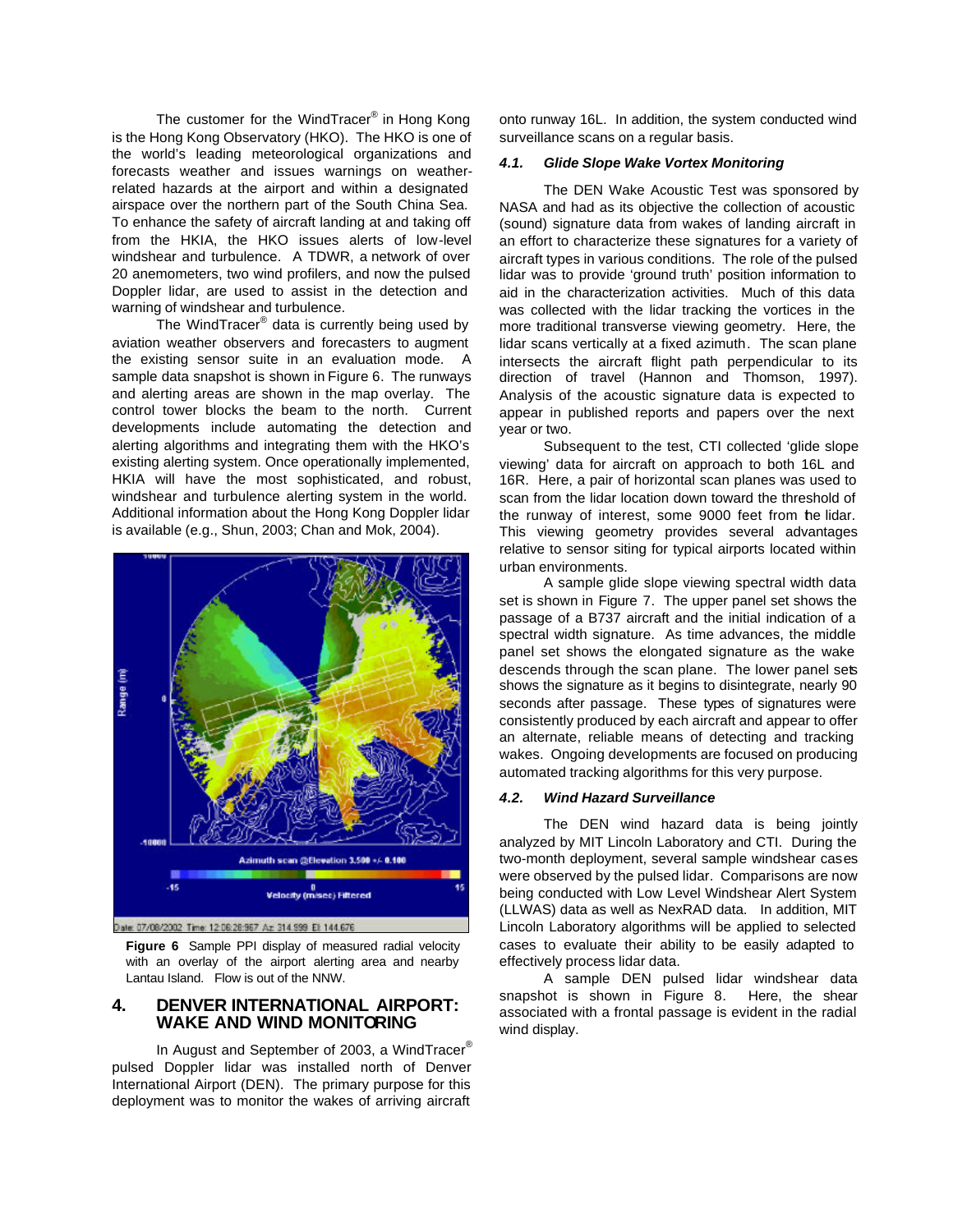The customer for the WindTracer® in Hong Kong is the Hong Kong Observatory (HKO). The HKO is one of the world's leading meteorological organizations and forecasts weather and issues warnings on weather-related hazards at the airport and within a designated airspace over the northern part of the South China Sea. To enhance the safety of aircraft landing at and taking off from the HKIA, the HKO issues alerts of low-level windshear and turbulence. A TDWR, a network of over 20 anemometers, two wind profilers, and now the pulsed Doppler lidar, are used to assist in the detection and warning of windshear and turbulence.

The WindTracer® data is currently being used by aviation weather observers and forecasters to augment the existing sensor suite in an evaluation mode. A sample data snapshot is shown in Figure 6. The runways and alerting areas are shown in the map overlay. The control tower blocks the beam to the north. Current developments include automating the detection and alerting algorithms and integrating them with the HKO's existing alerting system. Once operationally implemented, HKIA will have the most sophisticated, and robust, windshear and turbulence alerting system in the world. Additional information about the Hong Kong Doppler lidar is available (e.g., Shun, 2003; Chan and Mok, 2004).

**Figure 6** Sample PPI display of measured radial velocity with an overlay of the airport alerting area and nearby Lantau Island. Flow is out of the NNW.

## 4. DENVER INTERNATIONAL AIRPORT: WAKE AND WIND MONITORING

In August and September of 2003, a WindTracer® pulsed Doppler lidar was installed north of Denver International Airport (DEN). The primary purpose for this deployment was to monitor the wakes of arriving aircraft onto runway 16L. In addition, the system conducted wind surveillance scans on a regular basis.

### *4.1. Glide Slope Wake Vortex Monitoring*

The DEN Wake Acoustic Test was sponsored by NASA and had as its objective the collection of acoustic (sound) signature data from wakes of landing aircraft in an effort to characterize these signatures for a variety of aircraft types in various conditions. The role of the pulsed lidar was to provide 'ground truth' position information to aid in the characterization activities. Much of this data was collected with the lidar tracking the vortices in the more traditional transverse viewing geometry. Here, the lidar scans vertically at a fixed azimuth. The scan plane intersects the aircraft flight path perpendicular to its direction of travel (Hannon and Thomson, 1997). Analysis of the acoustic signature data is expected to appear in published reports and papers over the next year or two.

Subsequent to the test, CTI collected 'glide slope viewing' data for aircraft on approach to both 16L and 16R. Here, a pair of horizontal scan planes was used to scan from the lidar location down toward the threshold of the runway of interest, some 9000 feet from the lidar. This viewing geometry provides several advantages relative to sensor siting for typical airports located within urban environments.

A sample glide slope viewing spectral width data set is shown in Figure 7. The upper panel set shows the passage of a B737 aircraft and the initial indication of a spectral width signature. As time advances, the middle panel set shows the elongated signature as the wake descends through the scan plane. The lower panel sets shows the signature as it begins to disintegrate, nearly 90 seconds after passage. These types of signatures were consistently produced by each aircraft and appear to offer an alternate, reliable means of detecting and tracking wakes. Ongoing developments are focused on producing automated tracking algorithms for this very purpose.

### *4.2. Wind Hazard Surveillance*

The DEN wind hazard data is being jointly analyzed by MIT Lincoln Laboratory and CTI. During the two-month deployment, several sample windshear cases were observed by the pulsed lidar. Comparisons are now being conducted with Low Level Windshear Alert System (LLWAS) data as well as NexRAD data. In addition, MIT Lincoln Laboratory algorithms will be applied to selected cases to evaluate their ability to be easily adapted to effectively process lidar data.

A sample DEN pulsed lidar windshear data snapshot is shown in Figure 8. Here, the shear associated with a frontal passage is evident in the radial wind display.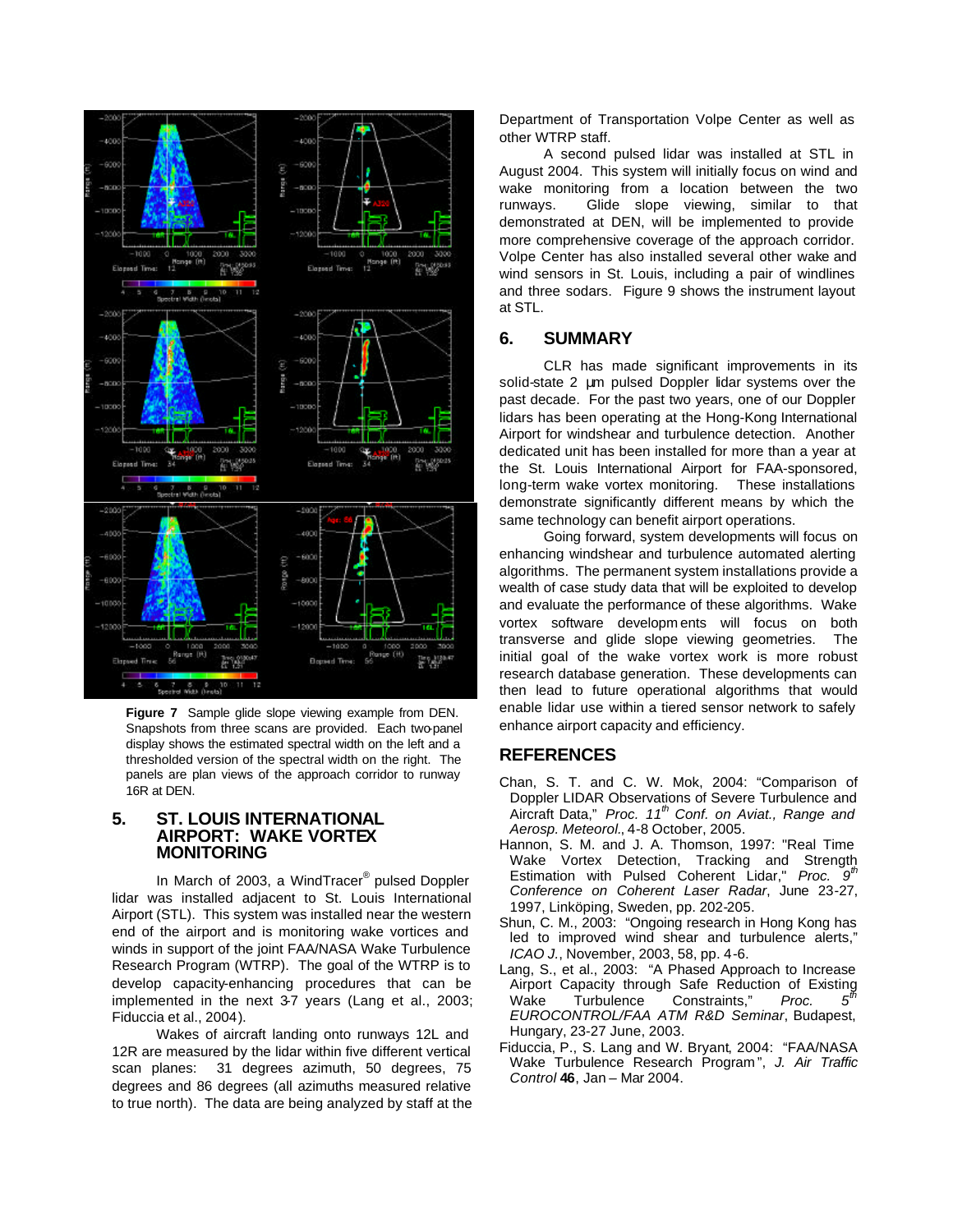**Figure 7** Sample glide slope viewing example from DEN. Snapshots from three scans are provided. Each two-panel display shows the estimated spectral width on the left and a thresholded version of the spectral width on the right. The panels are plan views of the approach corridor to runway 16R at DEN.

## 5. ST. LOUIS INTERNATIONAL AIRPORT: WAKE VORTEX MONITORING

In March of 2003, a WindTracer® pulsed Doppler lidar was installed adjacent to St. Louis International Airport (STL). This system was installed near the western end of the airport and is monitoring wake vortices and winds in support of the joint FAA/NASA Wake Turbulence Research Program (WTRP). The goal of the WTRP is to develop capacity-enhancing procedures that can be implemented in the next 3-7 years (Lang et al., 2003; Fiduccia et al., 2004).

Wakes of aircraft landing onto runways 12L and 12R are measured by the lidar within five different vertical scan planes: 31 degrees azimuth, 50 degrees, 75 degrees and 86 degrees (all azimuths measured relative to true north). The data are being analyzed by staff at the Department of Transportation Volpe Center as well as other WTRP staff.

A second pulsed lidar was installed at STL in August 2004. This system will initially focus on wind and wake monitoring from a location between the two runways. Glide slope viewing, similar to that demonstrated at DEN, will be implemented to provide more comprehensive coverage of the approach corridor. Volpe Center has also installed several other wake and wind sensors in St. Louis, including a pair of windlines and three sodars. Figure 9 shows the instrument layout at STL.

## 6. SUMMARY

CLR has made significant improvements in its solid-state 2 µm pulsed Doppler lidar systems over the past decade. For the past two years, one of our Doppler lidars has been operating at the Hong-Kong International Airport for windshear and turbulence detection. Another dedicated unit has been installed for more than a year at the St. Louis International Airport for FAA-sponsored, long-term wake vortex monitoring. These installations demonstrate significantly different means by which the same technology can benefit airport operations.

Going forward, system developments will focus on enhancing windshear and turbulence automated alerting algorithms. The permanent system installations provide a wealth of case study data that will be exploited to develop and evaluate the performance of these algorithms. Wake vortex software developments will focus on both transverse and glide slope viewing geometries. The initial goal of the wake vortex work is more robust research database generation. These developments can then lead to future operational algorithms that would enable lidar use within a tiered sensor network to safely enhance airport capacity and efficiency.

## REFERENCES

Chan, S. T. and C. W. Mok, 2004: "Comparison of Doppler LIDAR Observations of Severe Turbulence and Aircraft Data," *Proc. 11th Conf. on Aviat., Range and Aerosp. Meteorol.*, 4-8 October, 2005.

Hannon, S. M. and J. A. Thomson, 1997: "Real Time Wake Vortex Detection, Tracking and Strength Estimation with Pulsed Coherent Lidar," *Proc. 9th Conference on Coherent Laser Radar*, June 23-27, 1997, Linköping, Sweden, pp. 202-205.

Shun, C. M., 2003: "Ongoing research in Hong Kong has led to improved wind shear and turbulence alerts," *ICAO J.*, November, 2003, 58, pp. 4-6.

Lang, S., et al., 2003: "A Phased Approach to Increase Airport Capacity through Safe Reduction of Existing Wake Turbulence Constraints," *Proc. 5th EUROCONTROL/FAA ATM R&D Seminar*, Budapest, Hungary, 23-27 June, 2003.

Fiduccia, P., S. Lang and W. Bryant, 2004: "FAA/NASA Wake Turbulence Research Program", *J. Air Traffic Control* **46**, Jan – Mar 2004.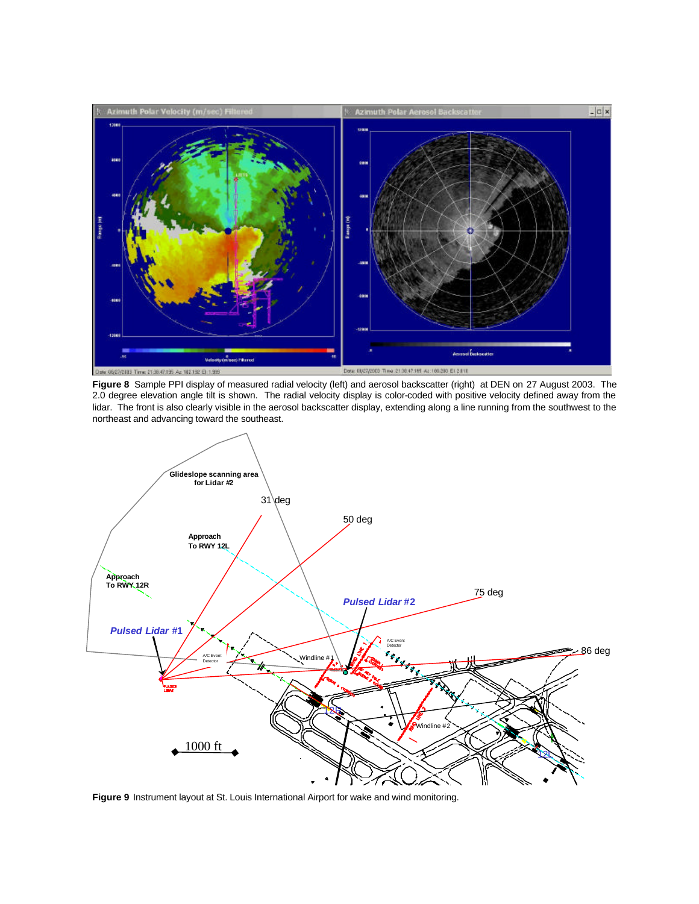Azimuth Polar Velocity (m/sec) Filtered

Azimuth Polar Aerosol Backscatter

**Figure 8** Sample PPI display of measured radial velocity (left) and aerosol backscatter (right) at DEN on 27 August 2003. The 2.0 degree elevation angle tilt is shown. The radial velocity display is color-coded with positive velocity defined away from the lidar. The front is also clearly visible in the aerosol backscatter display, extending along a line running from the southwest to the northeast and advancing toward the southeast.

Glideslope scanning area for Lidar #2

31 deg

50 deg

75 deg

86 deg

Approach To RWY 12L

Approach To RWY 12R

Pulsed Lidar #2

Pulsed Lidar #1

A/C Event Detector

A/C Event Detector

Windline #1

Windline #2

12R

12L

1000 ft

**Figure 9** Instrument layout at St. Louis International Airport for wake and wind monitoring.